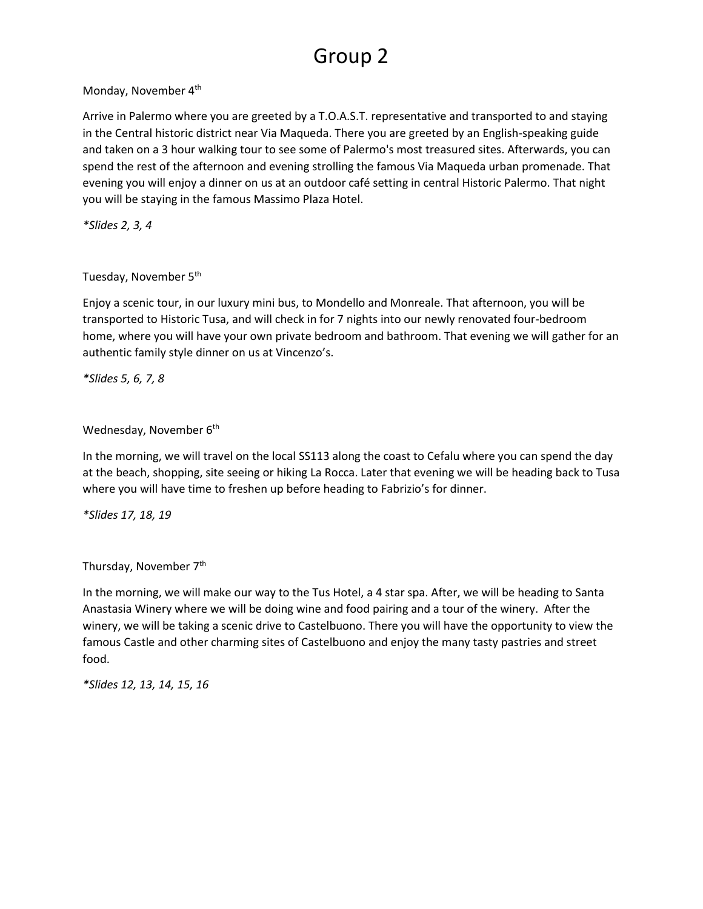# Group 2

Monday, November 4th

Arrive in Palermo where you are greeted by a T.O.A.S.T. representative and transported to and staying in the Central historic district near Via Maqueda. There you are greeted by an English-speaking guide and taken on a 3 hour walking tour to see some of Palermo's most treasured sites. Afterwards, you can spend the rest of the afternoon and evening strolling the famous Via Maqueda urban promenade. That evening you will enjoy a dinner on us at an outdoor café setting in central Historic Palermo. That night you will be staying in the famous Massimo Plaza Hotel.

*\*Slides 2, 3, 4*

Tuesday, November 5th

Enjoy a scenic tour, in our luxury mini bus, to Mondello and Monreale. That afternoon, you will be transported to Historic Tusa, and will check in for 7 nights into our newly renovated four-bedroom home, where you will have your own private bedroom and bathroom. That evening we will gather for an authentic family style dinner on us at Vincenzo's.

*\*Slides 5, 6, 7, 8*

Wednesday, November 6th

In the morning, we will travel on the local SS113 along the coast to Cefalu where you can spend the day at the beach, shopping, site seeing or hiking La Rocca. Later that evening we will be heading back to Tusa where you will have time to freshen up before heading to Fabrizio's for dinner.

*\*Slides 17, 18, 19*

Thursday, November 7th

In the morning, we will make our way to the Tus Hotel, a 4 star spa. After, we will be heading to Santa Anastasia Winery where we will be doing wine and food pairing and a tour of the winery. After the winery, we will be taking a scenic drive to Castelbuono. There you will have the opportunity to view the famous Castle and other charming sites of Castelbuono and enjoy the many tasty pastries and street food.

*\*Slides 12, 13, 14, 15, 16*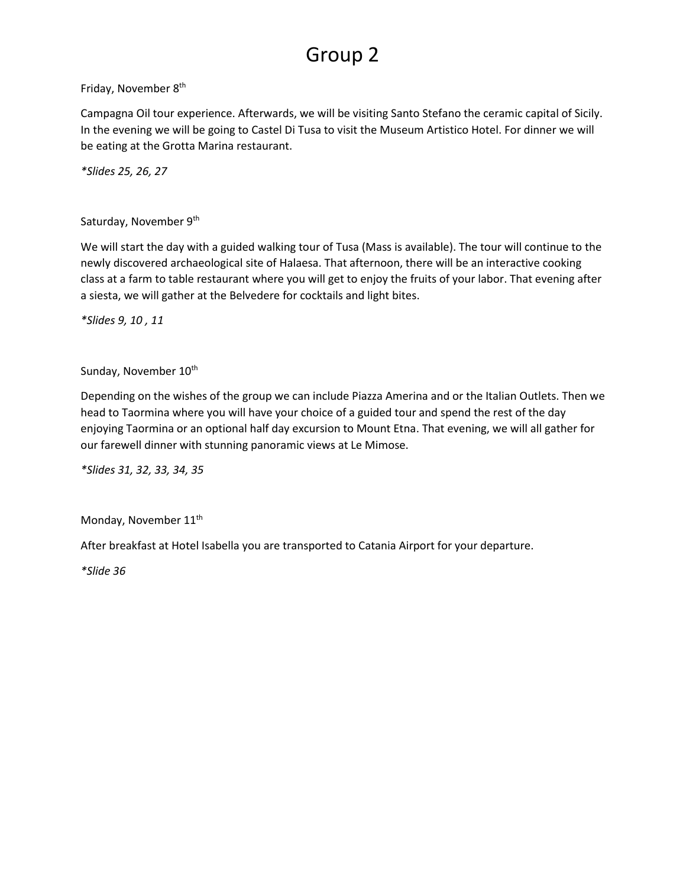# Group 2

Friday, November 8th

Campagna Oil tour experience. Afterwards, we will be visiting Santo Stefano the ceramic capital of Sicily. In the evening we will be going to Castel Di Tusa to visit the Museum Artistico Hotel. For dinner we will be eating at the Grotta Marina restaurant.

*\*Slides 25, 26, 27*

Saturday, November 9th

We will start the day with a guided walking tour of Tusa (Mass is available). The tour will continue to the newly discovered archaeological site of Halaesa. That afternoon, there will be an interactive cooking class at a farm to table restaurant where you will get to enjoy the fruits of your labor. That evening after a siesta, we will gather at the Belvedere for cocktails and light bites.

*\*Slides 9, 10 , 11*

Sunday, November 10th

Depending on the wishes of the group we can include Piazza Amerina and or the Italian Outlets. Then we head to Taormina where you will have your choice of a guided tour and spend the rest of the day enjoying Taormina or an optional half day excursion to Mount Etna. That evening, we will all gather for our farewell dinner with stunning panoramic views at Le Mimose.

*\*Slides 31, 32, 33, 34, 35*

Monday, November 11th

After breakfast at Hotel Isabella you are transported to Catania Airport for your departure.

*\*Slide 36*